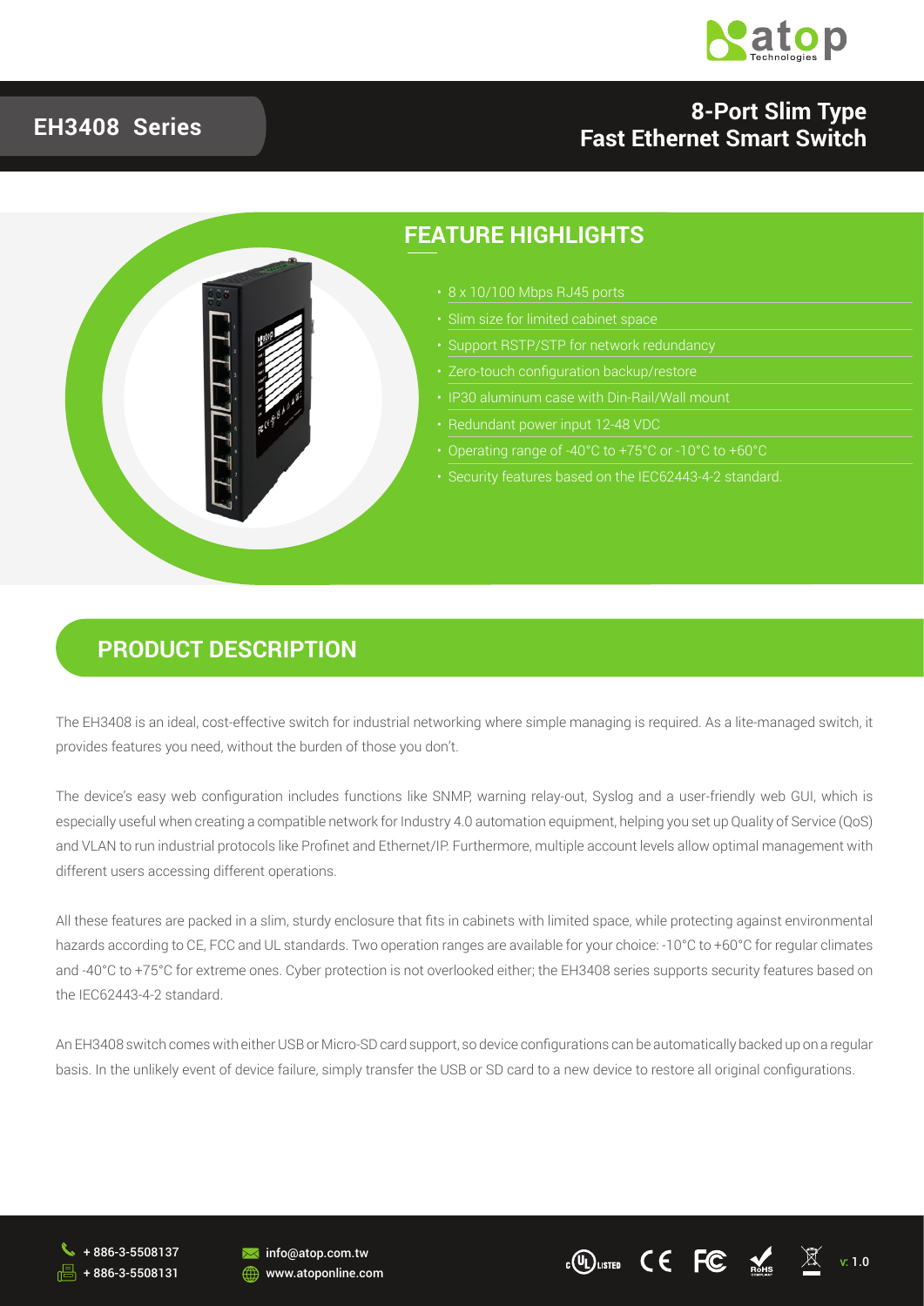# EH3408 Series

## 8-Port Slim Type Fast Ethernet Smart Switch

## FEATURE HIGHLIGHTS

- 8 x 10/100 Mbps RJ45 ports
- Slim size for limited cabinet space
- Support RSTP/STP for network redundancy
- Zero-touch configuration backup/restore
- IP30 aluminum case with Din-Rail/Wall mount
- Redundant power input 12-48 VDC
- Operating range of -40°C to +75°C or -10°C to +60°C
- Security features based on the IEC62443-4-2 standard.

## PRODUCT DESCRIPTION

The EH3408 is an ideal, cost-effective switch for industrial networking where simple managing is required. As a lite-managed switch, it provides features you need, without the burden of those you don't.

The device's easy web configuration includes functions like SNMP, warning relay-out, Syslog and a user-friendly web GUI, which is especially useful when creating a compatible network for Industry 4.0 automation equipment, helping you set up Quality of Service (QoS) and VLAN to run industrial protocols like Profinet and Ethernet/IP. Furthermore, multiple account levels allow optimal management with different users accessing different operations.

All these features are packed in a slim, sturdy enclosure that fits in cabinets with limited space, while protecting against environmental hazards according to CE, FCC and UL standards. Two operation ranges are available for your choice: -10°C to +60°C for regular climates and -40°C to +75°C for extreme ones. Cyber protection is not overlooked either; the EH3408 series supports security features based on the IEC62443-4-2 standard.

An EH3408 switch comes with either USB or Micro-SD card support, so device configurations can be automatically backed up on a regular basis. In the unlikely event of device failure, simply transfer the USB or SD card to a new device to restore all original configurations.

+ 886-3-5508137
+ 886-3-5508131
info@atop.com.tw
www.atoponline.com

v: 1.0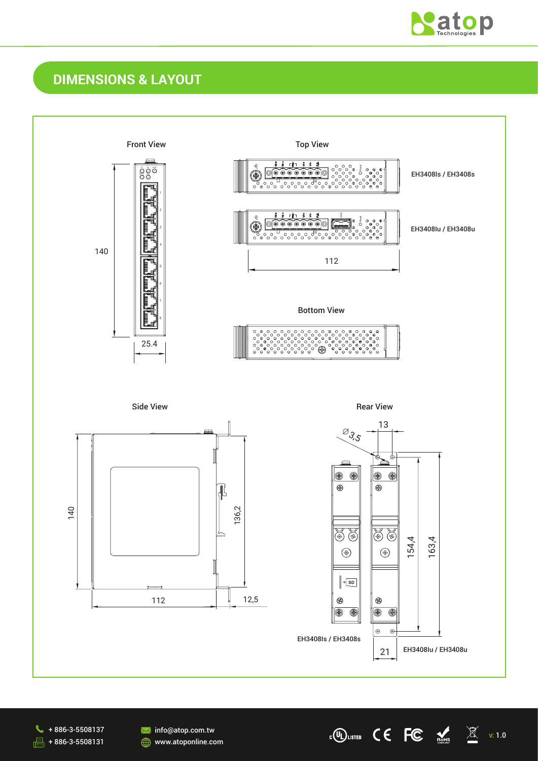## DIMENSIONS & LAYOUT

Front View

140

25.4

Top View

EH3408ls / EH3408s

EH3408lu / EH3408u

112

Bottom View

Side View

140

136,2

112

12,5

Rear View

∅3,5

13

154,4

163,4

EH3408ls / EH3408s

21

EH3408lu / EH3408u

+ 886-3-5508137

+ 886-3-5508131

info@atop.com.tw

www.atoponline.com

v: 1.0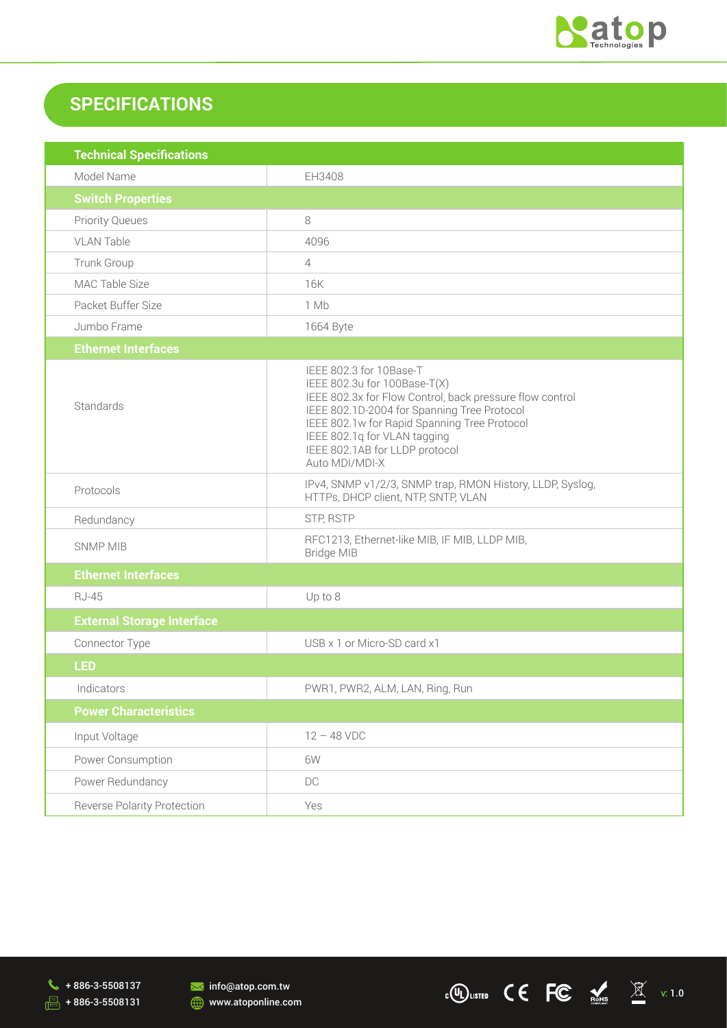## SPECIFICATIONS

| Technical Specifications | |
|---|---|
| Model Name | EH3408 |
| **Switch Properties** | |
| Priority Queues | 8 |
| VLAN Table | 4096 |
| Trunk Group | 4 |
| MAC Table Size | 16K |
| Packet Buffer Size | 1 Mb |
| Jumbo Frame | 1664 Byte |
| **Ethernet Interfaces** | |
| Standards | IEEE 802.3 for 10Base-T<br>IEEE 802.3u for 100Base-T(X)<br>IEEE 802.3x for Flow Control, back pressure flow control<br>IEEE 802.1D-2004 for Spanning Tree Protocol<br>IEEE 802.1w for Rapid Spanning Tree Protocol<br>IEEE 802.1q for VLAN tagging<br>IEEE 802.1AB for LLDP protocol<br>Auto MDI/MDI-X |
| Protocols | IPv4, SNMP v1/2/3, SNMP trap, RMON History, LLDP, Syslog, HTTPs, DHCP client, NTP, SNTP, VLAN |
| Redundancy | STP, RSTP |
| SNMP MIB | RFC1213, Ethernet-like MIB, IF MIB, LLDP MIB, Bridge MIB |
| **Ethernet Interfaces** | |
| RJ-45 | Up to 8 |
| **External Storage Interface** | |
| Connector Type | USB x 1 or Micro-SD card x1 |
| **LED** | |
| Indicators | PWR1, PWR2, ALM, LAN, Ring, Run |
| **Power Characteristics** | |
| Input Voltage | 12 – 48 VDC |
| Power Consumption | 6W |
| Power Redundancy | DC |
| Reverse Polarity Protection | Yes |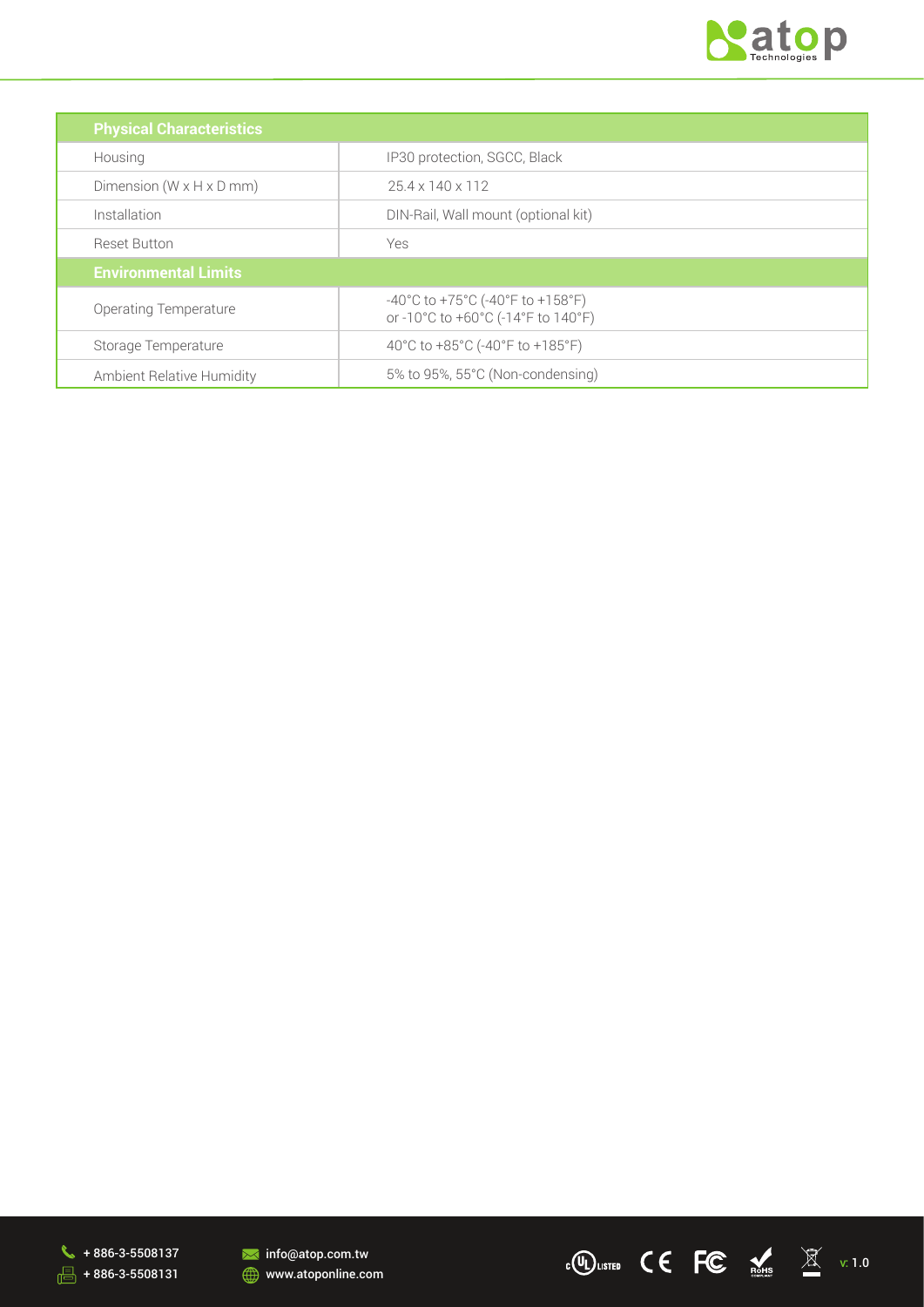| Physical Characteristics | |
|---|---|
| Housing | IP30 protection, SGCC, Black |
| Dimension (W x H x D mm) | 25.4 x 140 x 112 |
| Installation | DIN-Rail, Wall mount (optional kit) |
| Reset Button | Yes |
| **Environmental Limits** | |
| Operating Temperature | -40°C to +75°C (-40°F to +158°F) or -10°C to +60°C (-14°F to 140°F) |
| Storage Temperature | 40°C to +85°C (-40°F to +185°F) |
| Ambient Relative Humidity | 5% to 95%, 55°C (Non-condensing) |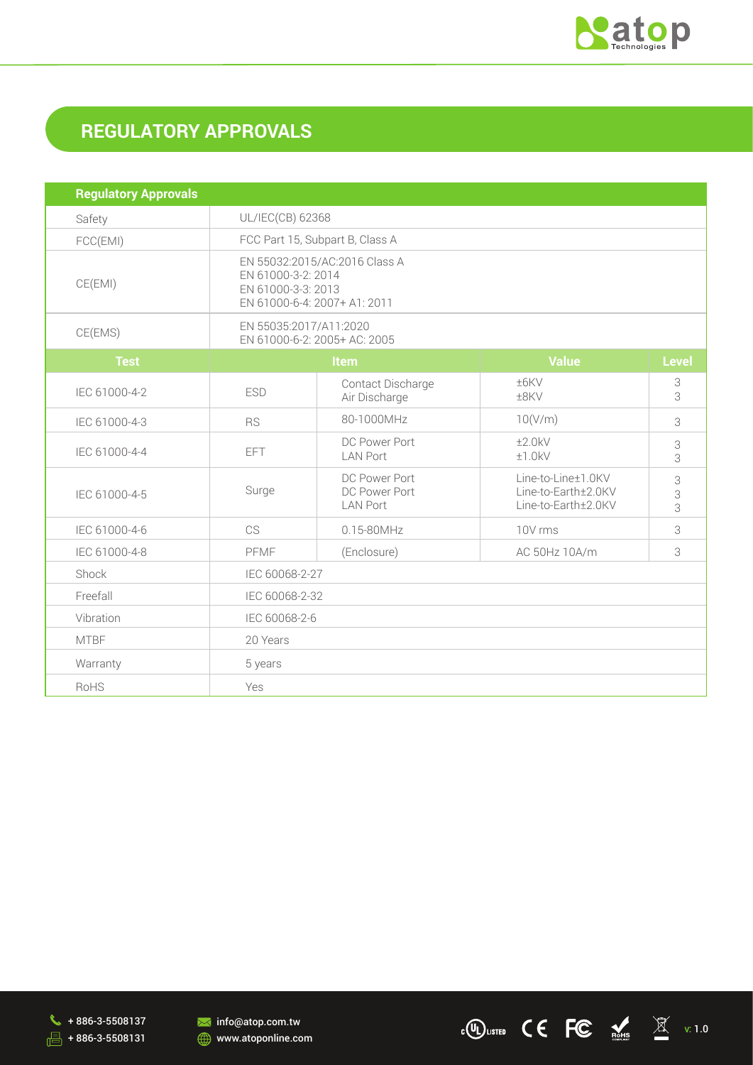## REGULATORY APPROVALS

| Regulatory Approvals | | | | |
|---|---|---|---|---|
| Safety | UL/IEC(CB) 62368 | | | |
| FCC(EMI) | FCC Part 15, Subpart B, Class A | | | |
| CE(EMI) | EN 55032:2015/AC:2016 Class A<br>EN 61000-3-2: 2014<br>EN 61000-3-3: 2013<br>EN 61000-6-4: 2007+ A1: 2011 | | | |
| CE(EMS) | EN 55035:2017/A11:2020<br>EN 61000-6-2: 2005+ AC: 2005 | | | |
| **Test** | **Item** | | **Value** | **Level** |
| IEC 61000-4-2 | ESD | Contact Discharge<br>Air Discharge | ±6KV<br>±8KV | 3<br>3 |
| IEC 61000-4-3 | RS | 80-1000MHz | 10(V/m) | 3 |
| IEC 61000-4-4 | EFT | DC Power Port<br>LAN Port | ±2.0kV<br>±1.0kV | 3<br>3 |
| IEC 61000-4-5 | Surge | DC Power Port<br>DC Power Port<br>LAN Port | Line-to-Line±1.0KV<br>Line-to-Earth±2.0KV<br>Line-to-Earth±2.0KV | 3<br>3<br>3 |
| IEC 61000-4-6 | CS | 0.15-80MHz | 10V rms | 3 |
| IEC 61000-4-8 | PFMF | (Enclosure) | AC 50Hz 10A/m | 3 |
| Shock | IEC 60068-2-27 | | | |
| Freefall | IEC 60068-2-32 | | | |
| Vibration | IEC 60068-2-6 | | | |
| MTBF | 20 Years | | | |
| Warranty | 5 years | | | |
| RoHS | Yes | | | |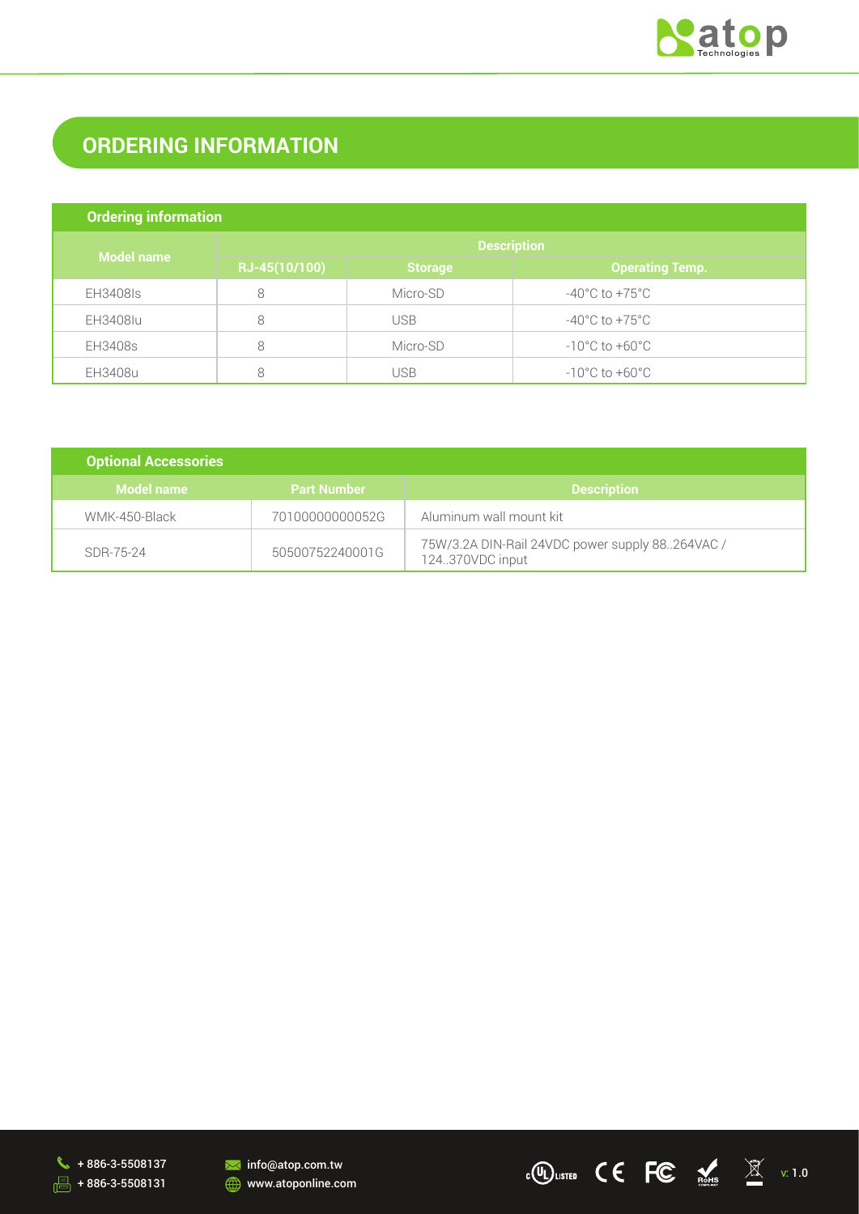# ORDERING INFORMATION

| Ordering information | | | |
|---|---|---|---|
| Model name | Description | | |
| | RJ-45(10/100) | Storage | Operating Temp. |
| EH3408Is | 8 | Micro-SD | -40°C to +75°C |
| EH3408Iu | 8 | USB | -40°C to +75°C |
| EH3408s | 8 | Micro-SD | -10°C to +60°C |
| EH3408u | 8 | USB | -10°C to +60°C |

| Optional Accessories | | |
|---|---|---|
| Model name | Part Number | Description |
| WMK-450-Black | 70100000000052G | Aluminum wall mount kit |
| SDR-75-24 | 50500752240001G | 75W/3.2A DIN-Rail 24VDC power supply 88..264VAC / 124..370VDC input |

+ 886-3-5508137
+ 886-3-5508131
info@atop.com.tw
www.atoponline.com
v: 1.0